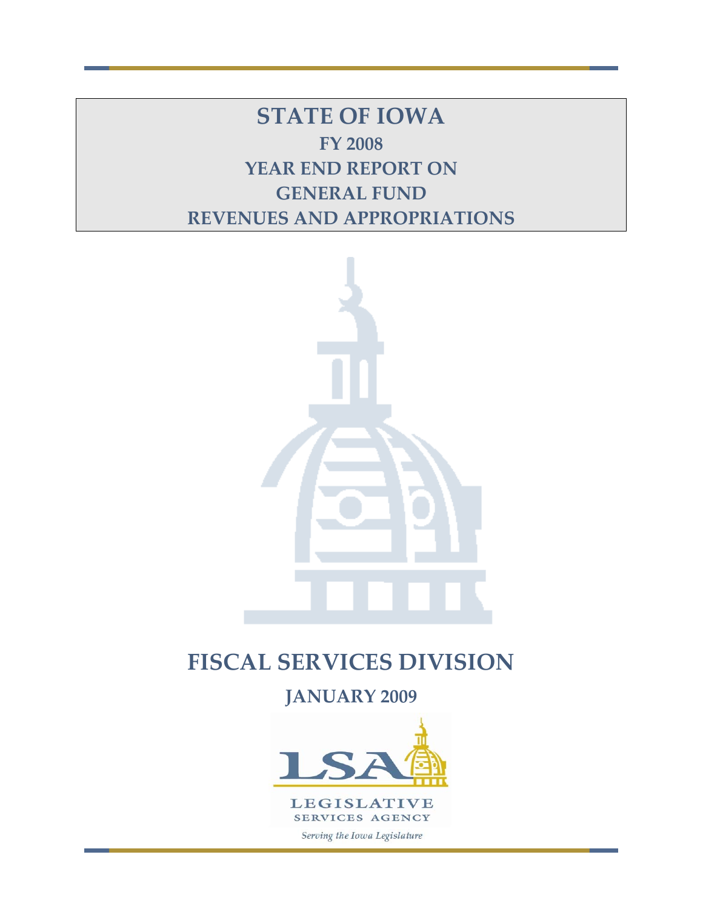# STATE OF IOWA

## FY 2008

## YEAR END REPORT ON

## GENERAL FUND

## REVENUES AND APPROPRIATIONS

# FISCAL SERVICES DIVISION

## JANUARY 2009

LSA

LEGISLATIVE SERVICES AGENCY

*Serving the Iowa Legislature*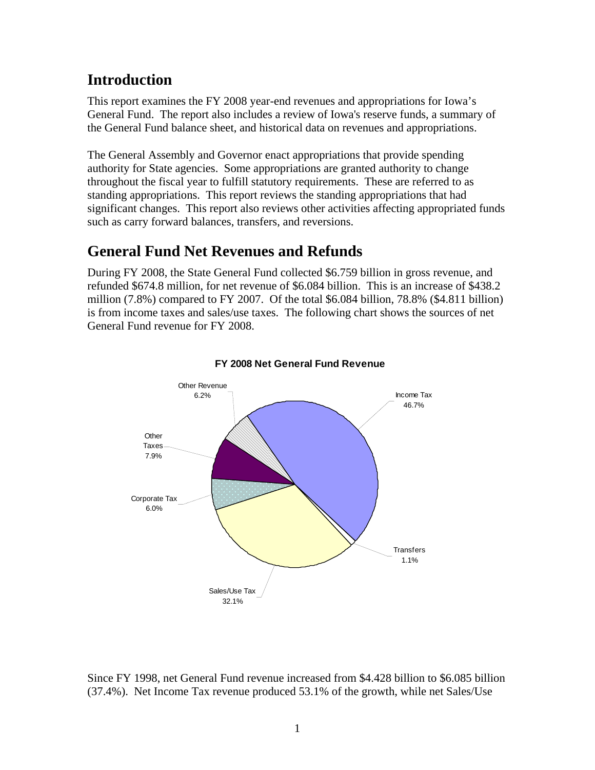## Introduction

This report examines the FY 2008 year-end revenues and appropriations for Iowa's General Fund. The report also includes a review of Iowa's reserve funds, a summary of the General Fund balance sheet, and historical data on revenues and appropriations.

The General Assembly and Governor enact appropriations that provide spending authority for State agencies. Some appropriations are granted authority to change throughout the fiscal year to fulfill statutory requirements. These are referred to as standing appropriations. This report reviews the standing appropriations that had significant changes. This report also reviews other activities affecting appropriated funds such as carry forward balances, transfers, and reversions.

## General Fund Net Revenues and Refunds

During FY 2008, the State General Fund collected $6.759 billion in gross revenue, and refunded $674.8 million, for net revenue of $6.084 billion. This is an increase of $438.2 million (7.8%) compared to FY 2007. Of the total $6.084 billion, 78.8% ($4.811 billion) is from income taxes and sales/use taxes. The following chart shows the sources of net General Fund revenue for FY 2008.

**FY 2008 Net General Fund Revenue**

| Source | Percent |
|---|---|
| Income Tax | 46.7% |
| Sales/Use Tax | 32.1% |
| Other Taxes | 7.9% |
| Other Revenue | 6.2% |
| Corporate Tax | 6.0% |
| Transfers | 1.1% |

Since FY 1998, net General Fund revenue increased from $4.428 billion to $6.085 billion (37.4%). Net Income Tax revenue produced 53.1% of the growth, while net Sales/Use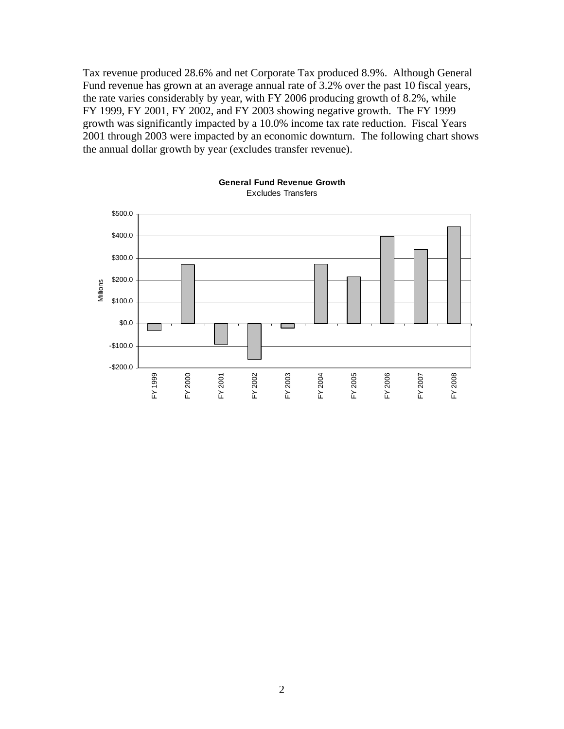Tax revenue produced 28.6% and net Corporate Tax produced 8.9%. Although General Fund revenue has grown at an average annual rate of 3.2% over the past 10 fiscal years, the rate varies considerably by year, with FY 2006 producing growth of 8.2%, while FY 1999, FY 2001, FY 2002, and FY 2003 showing negative growth. The FY 1999 growth was significantly impacted by a 10.0% income tax rate reduction. Fiscal Years 2001 through 2003 were impacted by an economic downturn. The following chart shows the annual dollar growth by year (excludes transfer revenue).

**General Fund Revenue Growth**
Excludes Transfers

| Fiscal Year | Growth (Millions, approx.) |
|---|---|
| FY 1999 | -$32 |
| FY 2000 | $270 |
| FY 2001 | -$95 |
| FY 2002 | -$162 |
| FY 2003 | -$20 |
| FY 2004 | $272 |
| FY 2005 | $215 |
| FY 2006 | $398 |
| FY 2007 | $340 |
| FY 2008 | $442 |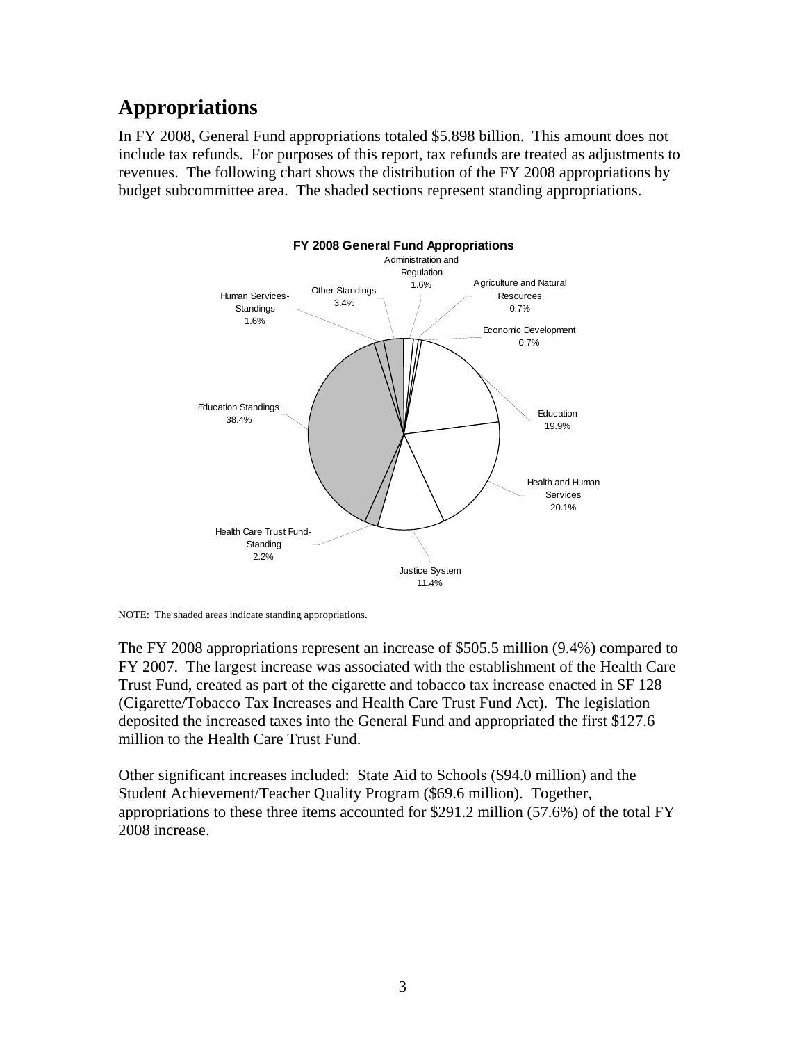## Appropriations

In FY 2008, General Fund appropriations totaled $5.898 billion. This amount does not include tax refunds. For purposes of this report, tax refunds are treated as adjustments to revenues. The following chart shows the distribution of the FY 2008 appropriations by budget subcommittee area. The shaded sections represent standing appropriations.

**FY 2008 General Fund Appropriations**

| Category | Percent |
|---|---|
| Administration and Regulation | 1.6% |
| Agriculture and Natural Resources | 0.7% |
| Economic Development | 0.7% |
| Education | 19.9% |
| Health and Human Services | 20.1% |
| Justice System | 11.4% |
| Health Care Trust Fund-Standing | 2.2% |
| Education Standings | 38.4% |
| Human Services-Standings | 1.6% |
| Other Standings | 3.4% |

NOTE: The shaded areas indicate standing appropriations.

The FY 2008 appropriations represent an increase of $505.5 million (9.4%) compared to FY 2007. The largest increase was associated with the establishment of the Health Care Trust Fund, created as part of the cigarette and tobacco tax increase enacted in SF 128 (Cigarette/Tobacco Tax Increases and Health Care Trust Fund Act). The legislation deposited the increased taxes into the General Fund and appropriated the first $127.6 million to the Health Care Trust Fund.

Other significant increases included: State Aid to Schools ($94.0 million) and the Student Achievement/Teacher Quality Program ($69.6 million). Together, appropriations to these three items accounted for $291.2 million (57.6%) of the total FY 2008 increase.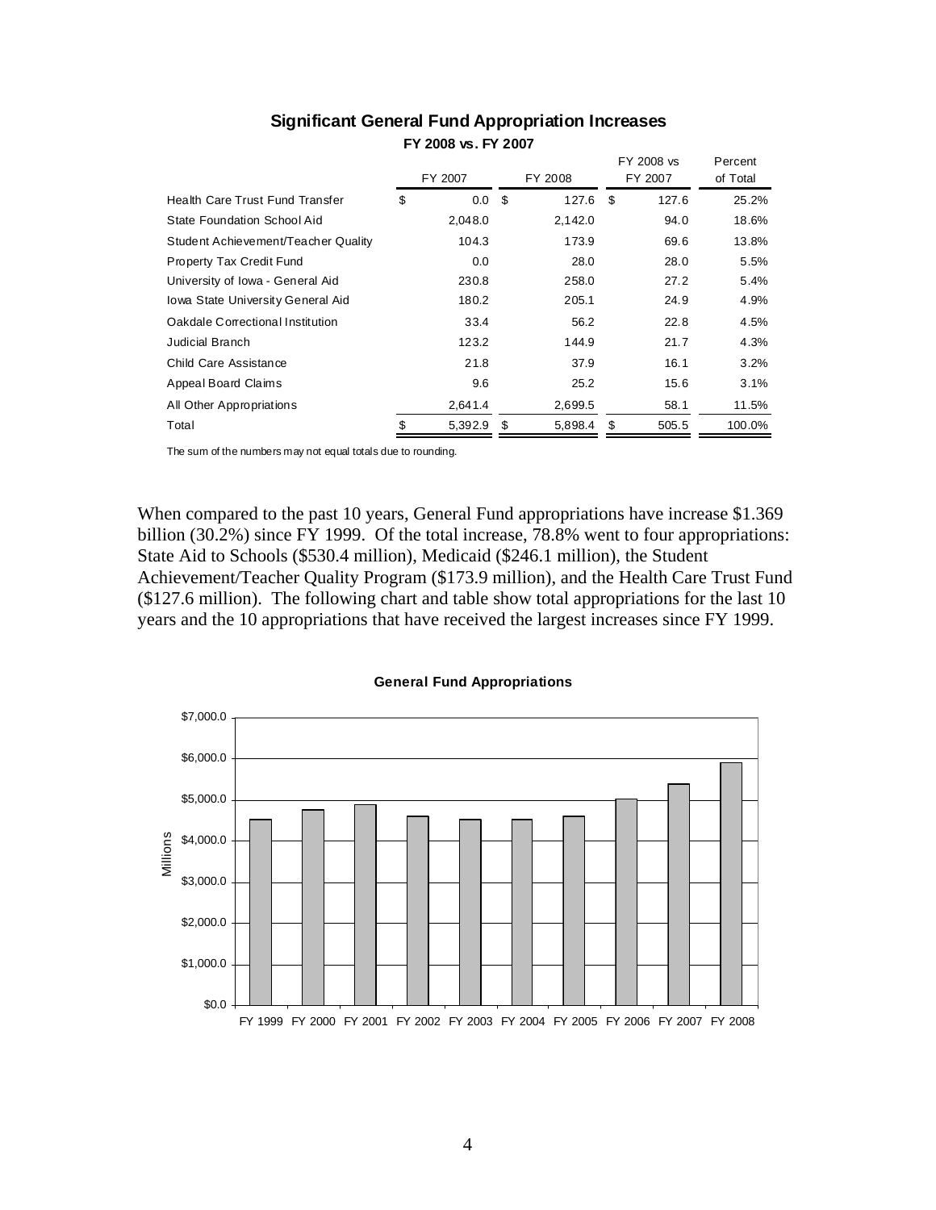## Significant General Fund Appropriation Increases

**FY 2008 vs. FY 2007**

| | FY 2007 | FY 2008 | FY 2008 vs FY 2007 | Percent of Total |
|---|---|---|---|---|
| Health Care Trust Fund Transfer | $ 0.0 | $ 127.6 | $ 127.6 | 25.2% |
| State Foundation School Aid | 2,048.0 | 2,142.0 | 94.0 | 18.6% |
| Student Achievement/Teacher Quality | 104.3 | 173.9 | 69.6 | 13.8% |
| Property Tax Credit Fund | 0.0 | 28.0 | 28.0 | 5.5% |
| University of Iowa - General Aid | 230.8 | 258.0 | 27.2 | 5.4% |
| Iowa State University General Aid | 180.2 | 205.1 | 24.9 | 4.9% |
| Oakdale Correctional Institution | 33.4 | 56.2 | 22.8 | 4.5% |
| Judicial Branch | 123.2 | 144.9 | 21.7 | 4.3% |
| Child Care Assistance | 21.8 | 37.9 | 16.1 | 3.2% |
| Appeal Board Claims | 9.6 | 25.2 | 15.6 | 3.1% |
| All Other Appropriations | 2,641.4 | 2,699.5 | 58.1 | 11.5% |
| Total | $ 5,392.9 | $ 5,898.4 | $ 505.5 | 100.0% |

The sum of the numbers may not equal totals due to rounding.

When compared to the past 10 years, General Fund appropriations have increase $1.369 billion (30.2%) since FY 1999. Of the total increase, 78.8% went to four appropriations: State Aid to Schools ($530.4 million), Medicaid ($246.1 million), the Student Achievement/Teacher Quality Program ($173.9 million), and the Health Care Trust Fund ($127.6 million). The following chart and table show total appropriations for the last 10 years and the 10 appropriations that have received the largest increases since FY 1999.

**General Fund Appropriations**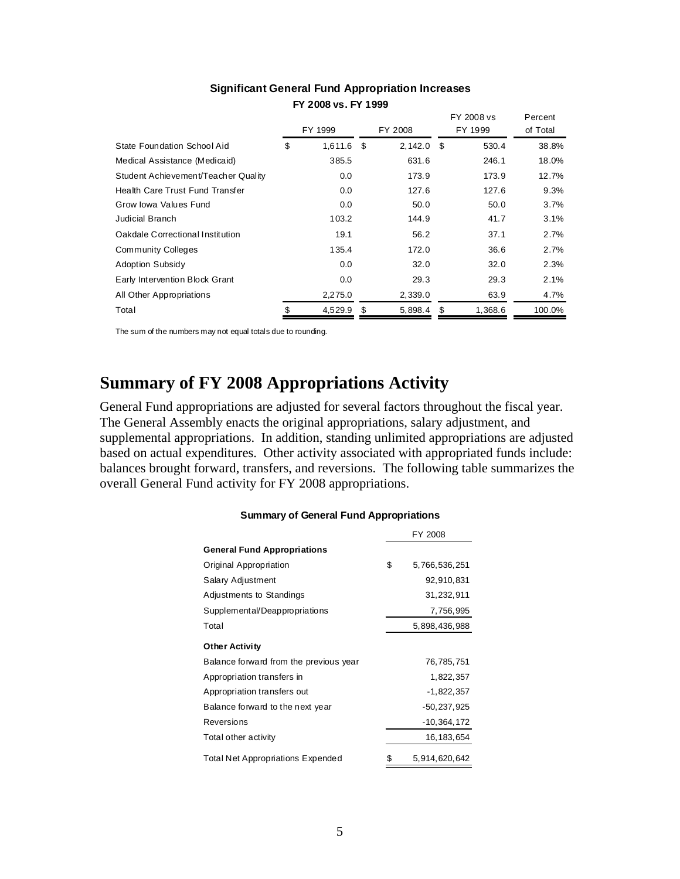**Significant General Fund Appropriation Increases**

**FY 2008 vs. FY 1999**

| | FY 1999 | FY 2008 | FY 2008 vs FY 1999 | Percent of Total |
|---|---|---|---|---|
| State Foundation School Aid | $ 1,611.6 | $ 2,142.0 | $ 530.4 | 38.8% |
| Medical Assistance (Medicaid) | 385.5 | 631.6 | 246.1 | 18.0% |
| Student Achievement/Teacher Quality | 0.0 | 173.9 | 173.9 | 12.7% |
| Health Care Trust Fund Transfer | 0.0 | 127.6 | 127.6 | 9.3% |
| Grow Iowa Values Fund | 0.0 | 50.0 | 50.0 | 3.7% |
| Judicial Branch | 103.2 | 144.9 | 41.7 | 3.1% |
| Oakdale Correctional Institution | 19.1 | 56.2 | 37.1 | 2.7% |
| Community Colleges | 135.4 | 172.0 | 36.6 | 2.7% |
| Adoption Subsidy | 0.0 | 32.0 | 32.0 | 2.3% |
| Early Intervention Block Grant | 0.0 | 29.3 | 29.3 | 2.1% |
| All Other Appropriations | 2,275.0 | 2,339.0 | 63.9 | 4.7% |
| Total | $ 4,529.9 | $ 5,898.4 | $ 1,368.6 | 100.0% |

The sum of the numbers may not equal totals due to rounding.

# Summary of FY 2008 Appropriations Activity

General Fund appropriations are adjusted for several factors throughout the fiscal year. The General Assembly enacts the original appropriations, salary adjustment, and supplemental appropriations. In addition, standing unlimited appropriations are adjusted based on actual expenditures. Other activity associated with appropriated funds include: balances brought forward, transfers, and reversions. The following table summarizes the overall General Fund activity for FY 2008 appropriations.

**Summary of General Fund Appropriations**

| | FY 2008 |
|---|---|
| **General Fund Appropriations** | |
| Original Appropriation | $ 5,766,536,251 |
| Salary Adjustment | 92,910,831 |
| Adjustments to Standings | 31,232,911 |
| Supplemental/Deappropriations | 7,756,995 |
| Total | 5,898,436,988 |
| **Other Activity** | |
| Balance forward from the previous year | 76,785,751 |
| Appropriation transfers in | 1,822,357 |
| Appropriation transfers out | -1,822,357 |
| Balance forward to the next year | -50,237,925 |
| Reversions | -10,364,172 |
| Total other activity | 16,183,654 |
| Total Net Appropriations Expended | $ 5,914,620,642 |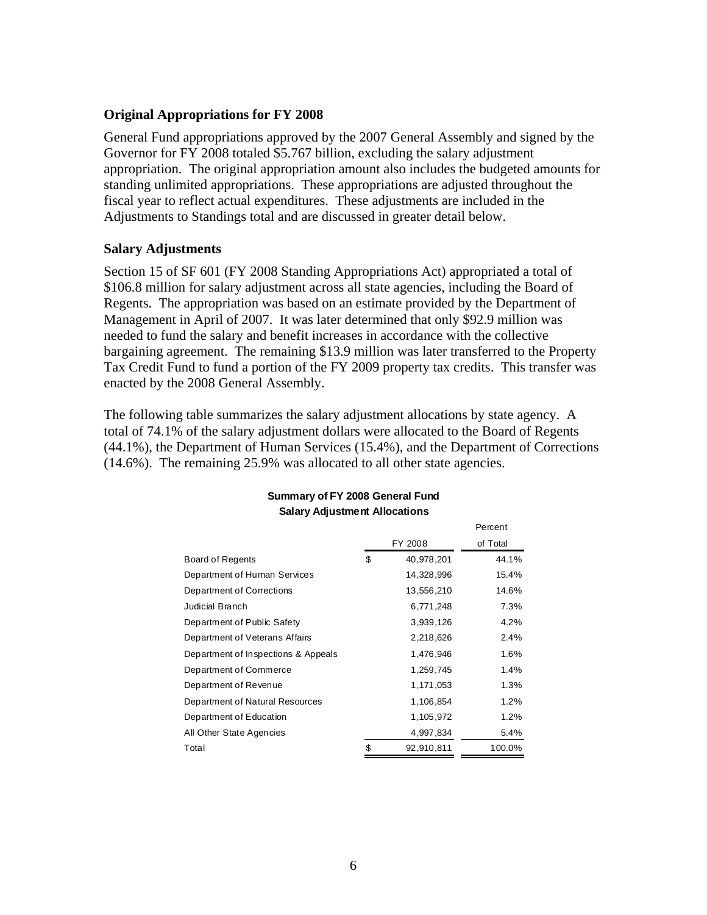## Original Appropriations for FY 2008

General Fund appropriations approved by the 2007 General Assembly and signed by the Governor for FY 2008 totaled $5.767 billion, excluding the salary adjustment appropriation. The original appropriation amount also includes the budgeted amounts for standing unlimited appropriations. These appropriations are adjusted throughout the fiscal year to reflect actual expenditures. These adjustments are included in the Adjustments to Standings total and are discussed in greater detail below.

## Salary Adjustments

Section 15 of SF 601 (FY 2008 Standing Appropriations Act) appropriated a total of $106.8 million for salary adjustment across all state agencies, including the Board of Regents. The appropriation was based on an estimate provided by the Department of Management in April of 2007. It was later determined that only $92.9 million was needed to fund the salary and benefit increases in accordance with the collective bargaining agreement. The remaining $13.9 million was later transferred to the Property Tax Credit Fund to fund a portion of the FY 2009 property tax credits. This transfer was enacted by the 2008 General Assembly.

The following table summarizes the salary adjustment allocations by state agency. A total of 74.1% of the salary adjustment dollars were allocated to the Board of Regents (44.1%), the Department of Human Services (15.4%), and the Department of Corrections (14.6%). The remaining 25.9% was allocated to all other state agencies.

**Summary of FY 2008 General Fund**
**Salary Adjustment Allocations**

| | FY 2008 | Percent of Total |
|---|---|---|
| Board of Regents | $ 40,978,201 | 44.1% |
| Department of Human Services | 14,328,996 | 15.4% |
| Department of Corrections | 13,556,210 | 14.6% |
| Judicial Branch | 6,771,248 | 7.3% |
| Department of Public Safety | 3,939,126 | 4.2% |
| Department of Veterans Affairs | 2,218,626 | 2.4% |
| Department of Inspections & Appeals | 1,476,946 | 1.6% |
| Department of Commerce | 1,259,745 | 1.4% |
| Department of Revenue | 1,171,053 | 1.3% |
| Department of Natural Resources | 1,106,854 | 1.2% |
| Department of Education | 1,105,972 | 1.2% |
| All Other State Agencies | 4,997,834 | 5.4% |
| Total | $ 92,910,811 | 100.0% |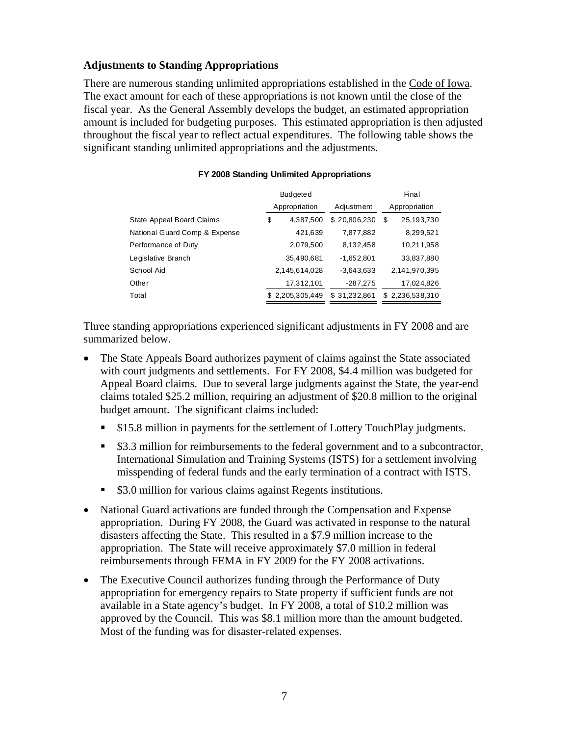### Adjustments to Standing Appropriations

There are numerous standing unlimited appropriations established in the Code of Iowa. The exact amount for each of these appropriations is not known until the close of the fiscal year. As the General Assembly develops the budget, an estimated appropriation amount is included for budgeting purposes. This estimated appropriation is then adjusted throughout the fiscal year to reflect actual expenditures. The following table shows the significant standing unlimited appropriations and the adjustments.

**FY 2008 Standing Unlimited Appropriations**

| | Budgeted Appropriation | Adjustment | Final Appropriation |
|---|---|---|---|
| State Appeal Board Claims | $ 4,387,500 | $ 20,806,230 | $ 25,193,730 |
| National Guard Comp & Expense | 421,639 | 7,877,882 | 8,299,521 |
| Performance of Duty | 2,079,500 | 8,132,458 | 10,211,958 |
| Legislative Branch | 35,490,681 | -1,652,801 | 33,837,880 |
| School Aid | 2,145,614,028 | -3,643,633 | 2,141,970,395 |
| Other | 17,312,101 | -287,275 | 17,024,826 |
| Total | $ 2,205,305,449 | $ 31,232,861 | $ 2,236,538,310 |

Three standing appropriations experienced significant adjustments in FY 2008 and are summarized below.

- The State Appeals Board authorizes payment of claims against the State associated with court judgments and settlements. For FY 2008, $4.4 million was budgeted for Appeal Board claims. Due to several large judgments against the State, the year-end claims totaled $25.2 million, requiring an adjustment of $20.8 million to the original budget amount. The significant claims included:
  - $15.8 million in payments for the settlement of Lottery TouchPlay judgments.
  - $3.3 million for reimbursements to the federal government and to a subcontractor, International Simulation and Training Systems (ISTS) for a settlement involving misspending of federal funds and the early termination of a contract with ISTS.
  - $3.0 million for various claims against Regents institutions.
- National Guard activations are funded through the Compensation and Expense appropriation. During FY 2008, the Guard was activated in response to the natural disasters affecting the State. This resulted in a $7.9 million increase to the appropriation. The State will receive approximately $7.0 million in federal reimbursements through FEMA in FY 2009 for the FY 2008 activations.
- The Executive Council authorizes funding through the Performance of Duty appropriation for emergency repairs to State property if sufficient funds are not available in a State agency's budget. In FY 2008, a total of $10.2 million was approved by the Council. This was $8.1 million more than the amount budgeted. Most of the funding was for disaster-related expenses.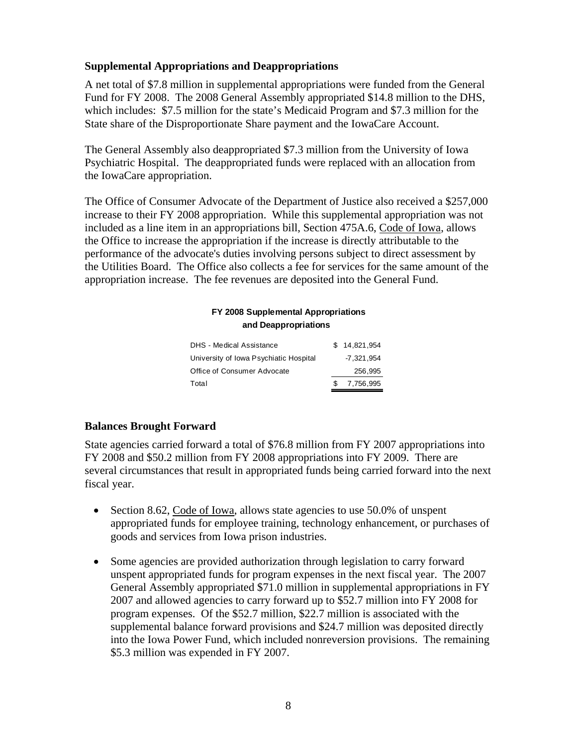### Supplemental Appropriations and Deappropriations

A net total of $7.8 million in supplemental appropriations were funded from the General Fund for FY 2008. The 2008 General Assembly appropriated $14.8 million to the DHS, which includes: $7.5 million for the state's Medicaid Program and $7.3 million for the State share of the Disproportionate Share payment and the IowaCare Account.

The General Assembly also deappropriated $7.3 million from the University of Iowa Psychiatric Hospital. The deappropriated funds were replaced with an allocation from the IowaCare appropriation.

The Office of Consumer Advocate of the Department of Justice also received a $257,000 increase to their FY 2008 appropriation. While this supplemental appropriation was not included as a line item in an appropriations bill, Section 475A.6, Code of Iowa, allows the Office to increase the appropriation if the increase is directly attributable to the performance of the advocate's duties involving persons subject to direct assessment by the Utilities Board. The Office also collects a fee for services for the same amount of the appropriation increase. The fee revenues are deposited into the General Fund.

**FY 2008 Supplemental Appropriations and Deappropriations**

| | |
|---|---|
| DHS - Medical Assistance | $ 14,821,954 |
| University of Iowa Psychiatic Hospital | -7,321,954 |
| Office of Consumer Advocate | 256,995 |
| Total | $ 7,756,995 |

### Balances Brought Forward

State agencies carried forward a total of $76.8 million from FY 2007 appropriations into FY 2008 and $50.2 million from FY 2008 appropriations into FY 2009. There are several circumstances that result in appropriated funds being carried forward into the next fiscal year.

- Section 8.62, Code of Iowa, allows state agencies to use 50.0% of unspent appropriated funds for employee training, technology enhancement, or purchases of goods and services from Iowa prison industries.

- Some agencies are provided authorization through legislation to carry forward unspent appropriated funds for program expenses in the next fiscal year. The 2007 General Assembly appropriated $71.0 million in supplemental appropriations in FY 2007 and allowed agencies to carry forward up to $52.7 million into FY 2008 for program expenses. Of the $52.7 million, $22.7 million is associated with the supplemental balance forward provisions and $24.7 million was deposited directly into the Iowa Power Fund, which included nonreversion provisions. The remaining $5.3 million was expended in FY 2007.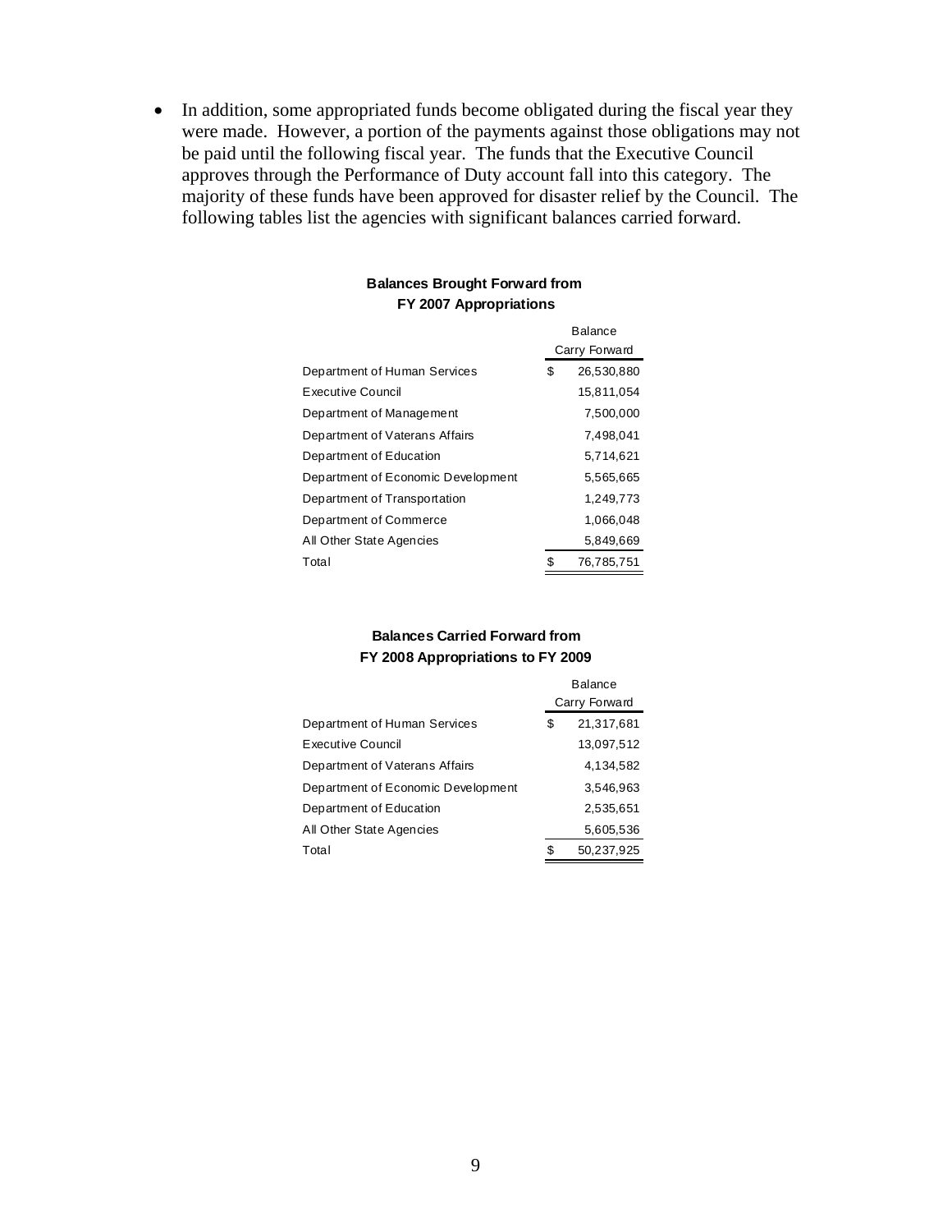- In addition, some appropriated funds become obligated during the fiscal year they were made. However, a portion of the payments against those obligations may not be paid until the following fiscal year. The funds that the Executive Council approves through the Performance of Duty account fall into this category. The majority of these funds have been approved for disaster relief by the Council. The following tables list the agencies with significant balances carried forward.

**Balances Brought Forward from FY 2007 Appropriations**

| | Balance Carry Forward |
|---|---|
| Department of Human Services | $ 26,530,880 |
| Executive Council | 15,811,054 |
| Department of Management | 7,500,000 |
| Department of Vaterans Affairs | 7,498,041 |
| Department of Education | 5,714,621 |
| Department of Economic Development | 5,565,665 |
| Department of Transportation | 1,249,773 |
| Department of Commerce | 1,066,048 |
| All Other State Agencies | 5,849,669 |
| Total | $ 76,785,751 |

**Balances Carried Forward from FY 2008 Appropriations to FY 2009**

| | Balance Carry Forward |
|---|---|
| Department of Human Services | $ 21,317,681 |
| Executive Council | 13,097,512 |
| Department of Vaterans Affairs | 4,134,582 |
| Department of Economic Development | 3,546,963 |
| Department of Education | 2,535,651 |
| All Other State Agencies | 5,605,536 |
| Total | $ 50,237,925 |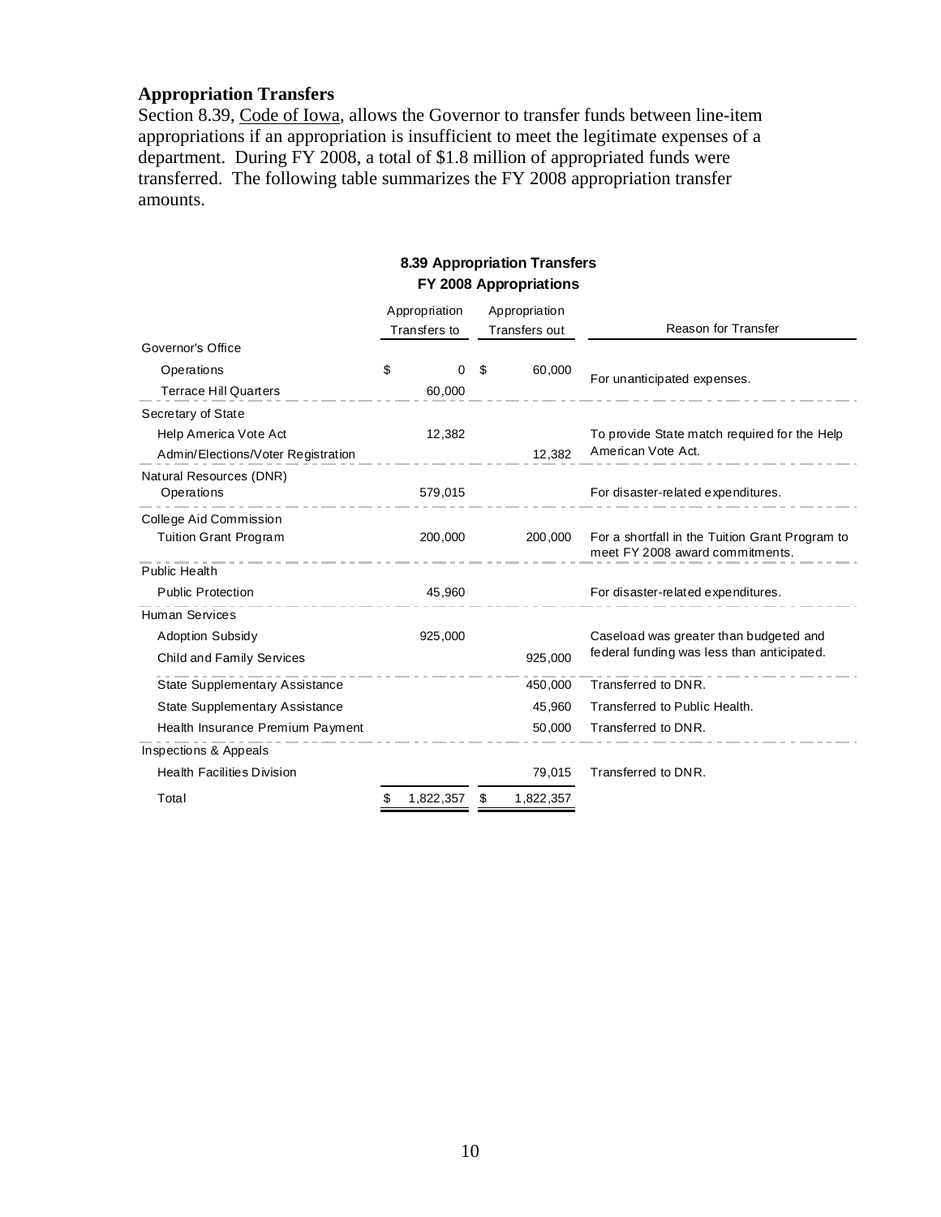## Appropriation Transfers

Section 8.39, Code of Iowa, allows the Governor to transfer funds between line-item appropriations if an appropriation is insufficient to meet the legitimate expenses of a department. During FY 2008, a total of $1.8 million of appropriated funds were transferred. The following table summarizes the FY 2008 appropriation transfer amounts.

**8.39 Appropriation Transfers**
**FY 2008 Appropriations**

| | Appropriation Transfers to | Appropriation Transfers out | Reason for Transfer |
|---|---|---|---|
| Governor's Office | | | |
| Operations | $ 0 | $ 60,000 | For unanticipated expenses. |
| Terrace Hill Quarters | 60,000 | | |
| Secretary of State | | | |
| Help America Vote Act | 12,382 | | To provide State match required for the Help American Vote Act. |
| Admin/Elections/Voter Registration | | 12,382 | |
| Natural Resources (DNR) Operations | 579,015 | | For disaster-related expenditures. |
| College Aid Commission | | | |
| Tuition Grant Program | 200,000 | 200,000 | For a shortfall in the Tuition Grant Program to meet FY 2008 award commitments. |
| Public Health | | | |
| Public Protection | 45,960 | | For disaster-related expenditures. |
| Human Services | | | |
| Adoption Subsidy | 925,000 | | Caseload was greater than budgeted and federal funding was less than anticipated. |
| Child and Family Services | | 925,000 | |
| State Supplementary Assistance | | 450,000 | Transferred to DNR. |
| State Supplementary Assistance | | 45,960 | Transferred to Public Health. |
| Health Insurance Premium Payment | | 50,000 | Transferred to DNR. |
| Inspections & Appeals | | | |
| Health Facilities Division | | 79,015 | Transferred to DNR. |
| Total | $ 1,822,357 | $ 1,822,357 | |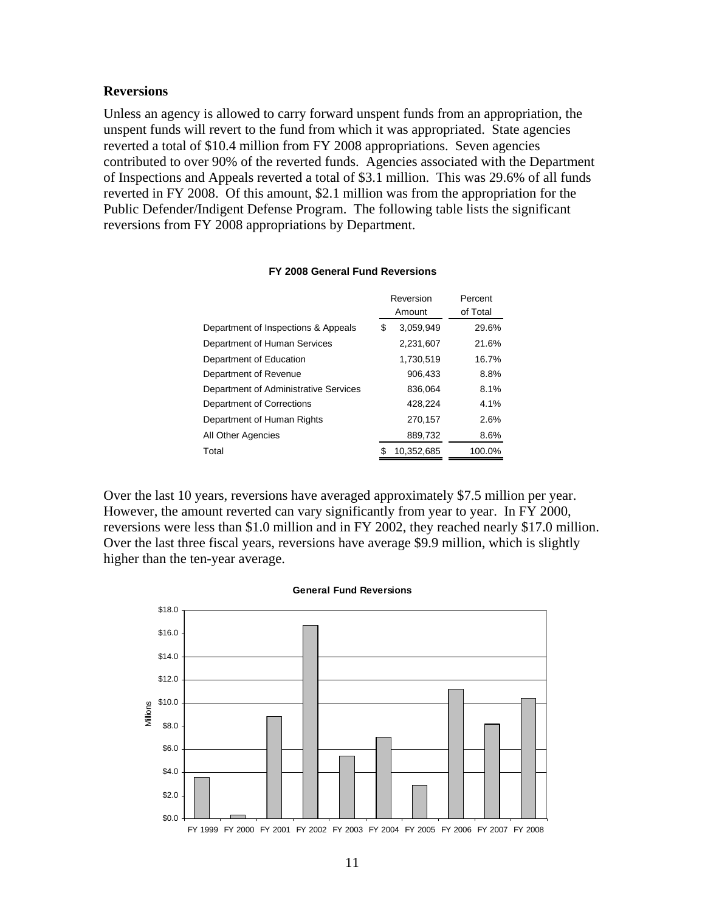### Reversions

Unless an agency is allowed to carry forward unspent funds from an appropriation, the unspent funds will revert to the fund from which it was appropriated. State agencies reverted a total of $10.4 million from FY 2008 appropriations. Seven agencies contributed to over 90% of the reverted funds. Agencies associated with the Department of Inspections and Appeals reverted a total of $3.1 million. This was 29.6% of all funds reverted in FY 2008. Of this amount, $2.1 million was from the appropriation for the Public Defender/Indigent Defense Program. The following table lists the significant reversions from FY 2008 appropriations by Department.

**FY 2008 General Fund Reversions**

| | Reversion Amount | Percent of Total |
|---|---|---|
| Department of Inspections & Appeals | $ 3,059,949 | 29.6% |
| Department of Human Services | 2,231,607 | 21.6% |
| Department of Education | 1,730,519 | 16.7% |
| Department of Revenue | 906,433 | 8.8% |
| Department of Administrative Services | 836,064 | 8.1% |
| Department of Corrections | 428,224 | 4.1% |
| Department of Human Rights | 270,157 | 2.6% |
| All Other Agencies | 889,732 | 8.6% |
| Total | $ 10,352,685 | 100.0% |

Over the last 10 years, reversions have averaged approximately $7.5 million per year. However, the amount reverted can vary significantly from year to year. In FY 2000, reversions were less than $1.0 million and in FY 2002, they reached nearly $17.0 million. Over the last three fiscal years, reversions have average $9.9 million, which is slightly higher than the ten-year average.

**General Fund Reversions**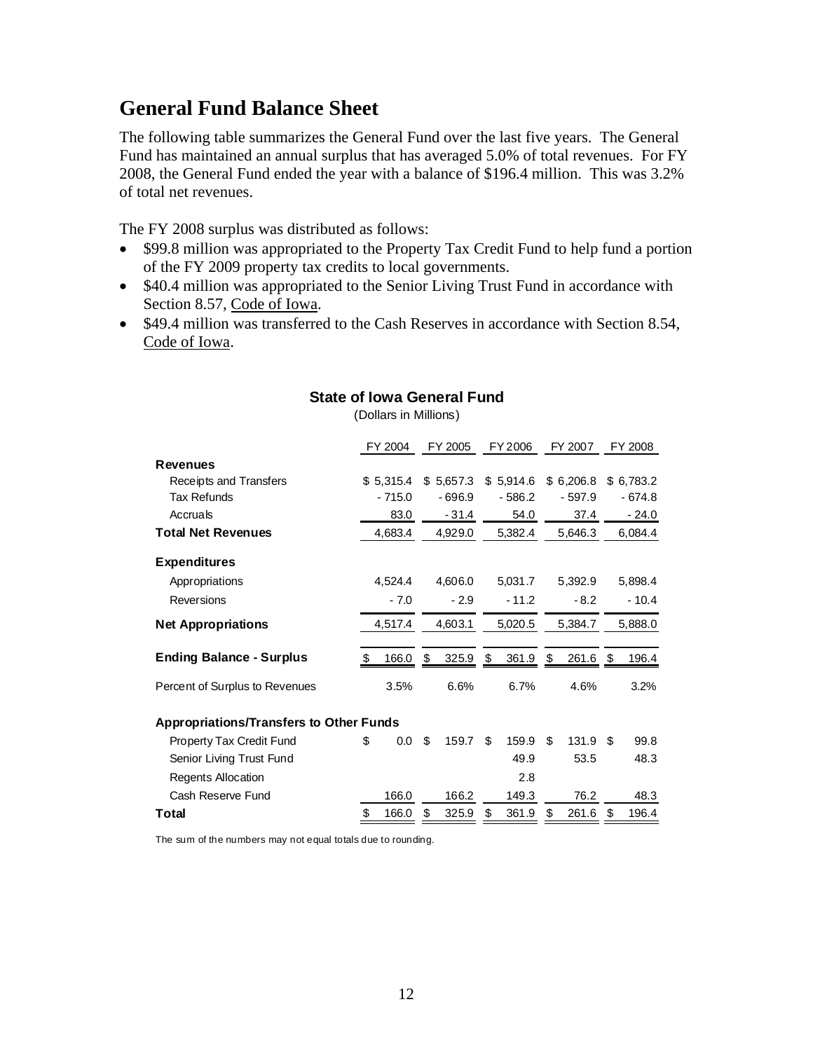## General Fund Balance Sheet

The following table summarizes the General Fund over the last five years. The General Fund has maintained an annual surplus that has averaged 5.0% of total revenues. For FY 2008, the General Fund ended the year with a balance of $196.4 million. This was 3.2% of total net revenues.

The FY 2008 surplus was distributed as follows:

- $99.8 million was appropriated to the Property Tax Credit Fund to help fund a portion of the FY 2009 property tax credits to local governments.
- $40.4 million was appropriated to the Senior Living Trust Fund in accordance with Section 8.57, Code of Iowa.
- $49.4 million was transferred to the Cash Reserves in accordance with Section 8.54, Code of Iowa.

**State of Iowa General Fund**

(Dollars in Millions)

| | FY 2004 | FY 2005 | FY 2006 | FY 2007 | FY 2008 |
|---|---|---|---|---|---|
| **Revenues** | | | | | |
| Receipts and Transfers | $ 5,315.4 | $ 5,657.3 | $ 5,914.6 | $ 6,206.8 | $ 6,783.2 |
| Tax Refunds | - 715.0 | - 696.9 | - 586.2 | - 597.9 | - 674.8 |
| Accruals | 83.0 | - 31.4 | 54.0 | 37.4 | - 24.0 |
| **Total Net Revenues** | 4,683.4 | 4,929.0 | 5,382.4 | 5,646.3 | 6,084.4 |
| **Expenditures** | | | | | |
| Appropriations | 4,524.4 | 4,606.0 | 5,031.7 | 5,392.9 | 5,898.4 |
| Reversions | - 7.0 | - 2.9 | - 11.2 | - 8.2 | - 10.4 |
| **Net Appropriations** | 4,517.4 | 4,603.1 | 5,020.5 | 5,384.7 | 5,888.0 |
| **Ending Balance - Surplus** | $ 166.0 | $ 325.9 | $ 361.9 | $ 261.6 | $ 196.4 |
| Percent of Surplus to Revenues | 3.5% | 6.6% | 6.7% | 4.6% | 3.2% |
| **Appropriations/Transfers to Other Funds** | | | | | |
| Property Tax Credit Fund | $ 0.0 | $ 159.7 | $ 159.9 | $ 131.9 | $ 99.8 |
| Senior Living Trust Fund | | | 49.9 | 53.5 | 48.3 |
| Regents Allocation | | | 2.8 | | |
| Cash Reserve Fund | 166.0 | 166.2 | 149.3 | 76.2 | 48.3 |
| **Total** | $ 166.0 | $ 325.9 | $ 361.9 | $ 261.6 | $ 196.4 |

The sum of the numbers may not equal totals due to rounding.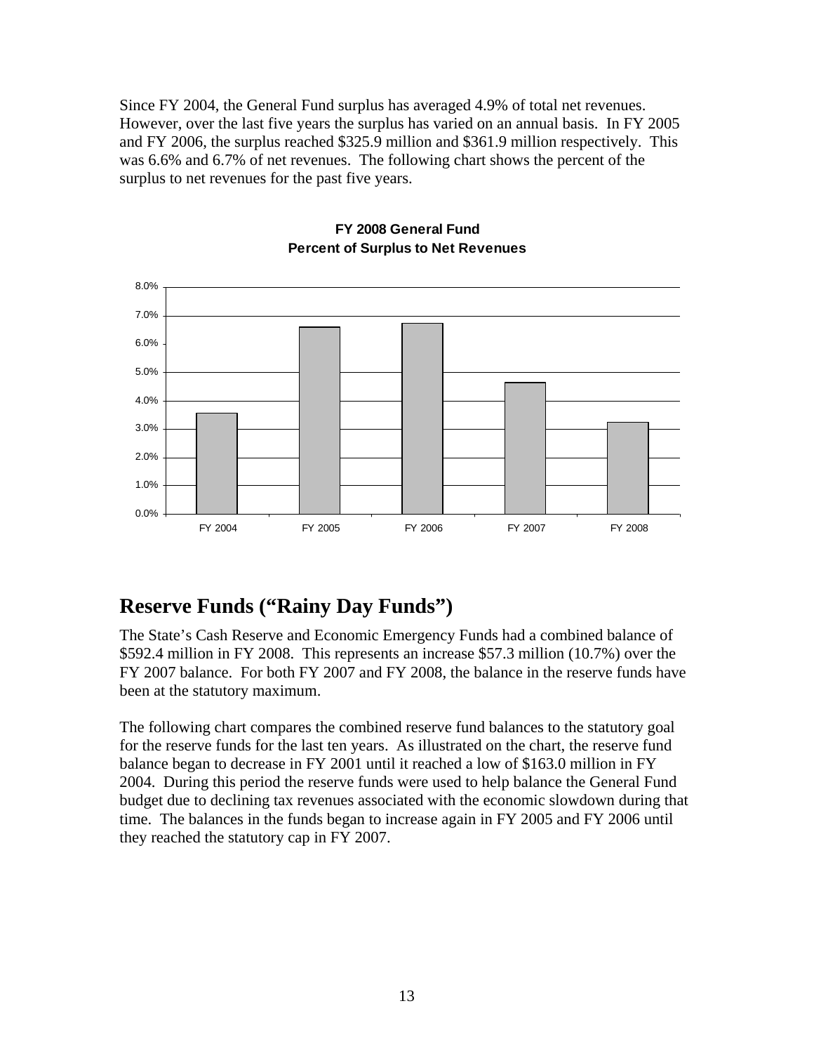Since FY 2004, the General Fund surplus has averaged 4.9% of total net revenues. However, over the last five years the surplus has varied on an annual basis. In FY 2005 and FY 2006, the surplus reached $325.9 million and $361.9 million respectively. This was 6.6% and 6.7% of net revenues. The following chart shows the percent of the surplus to net revenues for the past five years.

**FY 2008 General Fund**
**Percent of Surplus to Net Revenues**

## Reserve Funds ("Rainy Day Funds")

The State's Cash Reserve and Economic Emergency Funds had a combined balance of $592.4 million in FY 2008. This represents an increase $57.3 million (10.7%) over the FY 2007 balance. For both FY 2007 and FY 2008, the balance in the reserve funds have been at the statutory maximum.

The following chart compares the combined reserve fund balances to the statutory goal for the reserve funds for the last ten years. As illustrated on the chart, the reserve fund balance began to decrease in FY 2001 until it reached a low of $163.0 million in FY 2004. During this period the reserve funds were used to help balance the General Fund budget due to declining tax revenues associated with the economic slowdown during that time. The balances in the funds began to increase again in FY 2005 and FY 2006 until they reached the statutory cap in FY 2007.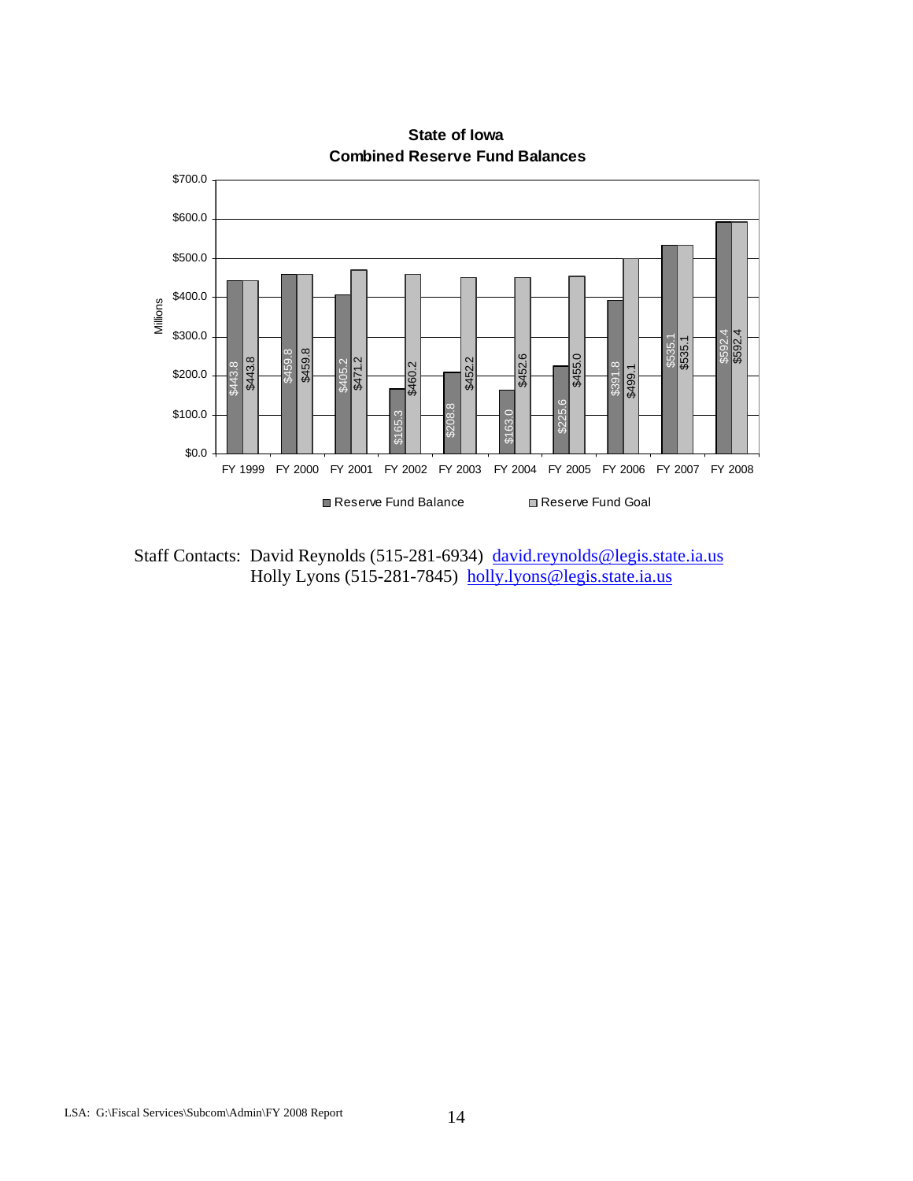**State of Iowa**
**Combined Reserve Fund Balances**

$700.0
$600.0
$500.0
$400.0
$300.0
$200.0
$100.0
$0.0

Millions

FY 1999: $443.8 $443.8
FY 2000: $459.8 $459.8
FY 2001: $405.2 $471.2
FY 2002: $165.3 $460.2
FY 2003: $208.8 $452.2
FY 2004: $163.0 $452.6
FY 2005: $225.6 $455.0
FY 2006: $391.8 $499.1
FY 2007: $535.1 $535.1
FY 2008: $592.4 $592.4

Reserve Fund Balance
Reserve Fund Goal

Staff Contacts: David Reynolds (515-281-6934) [david.reynolds@legis.state.ia.us](mailto:david.reynolds@legis.state.ia.us)
Holly Lyons (515-281-7845) [holly.lyons@legis.state.ia.us](mailto:holly.lyons@legis.state.ia.us)

LSA: G:\Fiscal Services\Subcom\Admin\FY 2008 Report